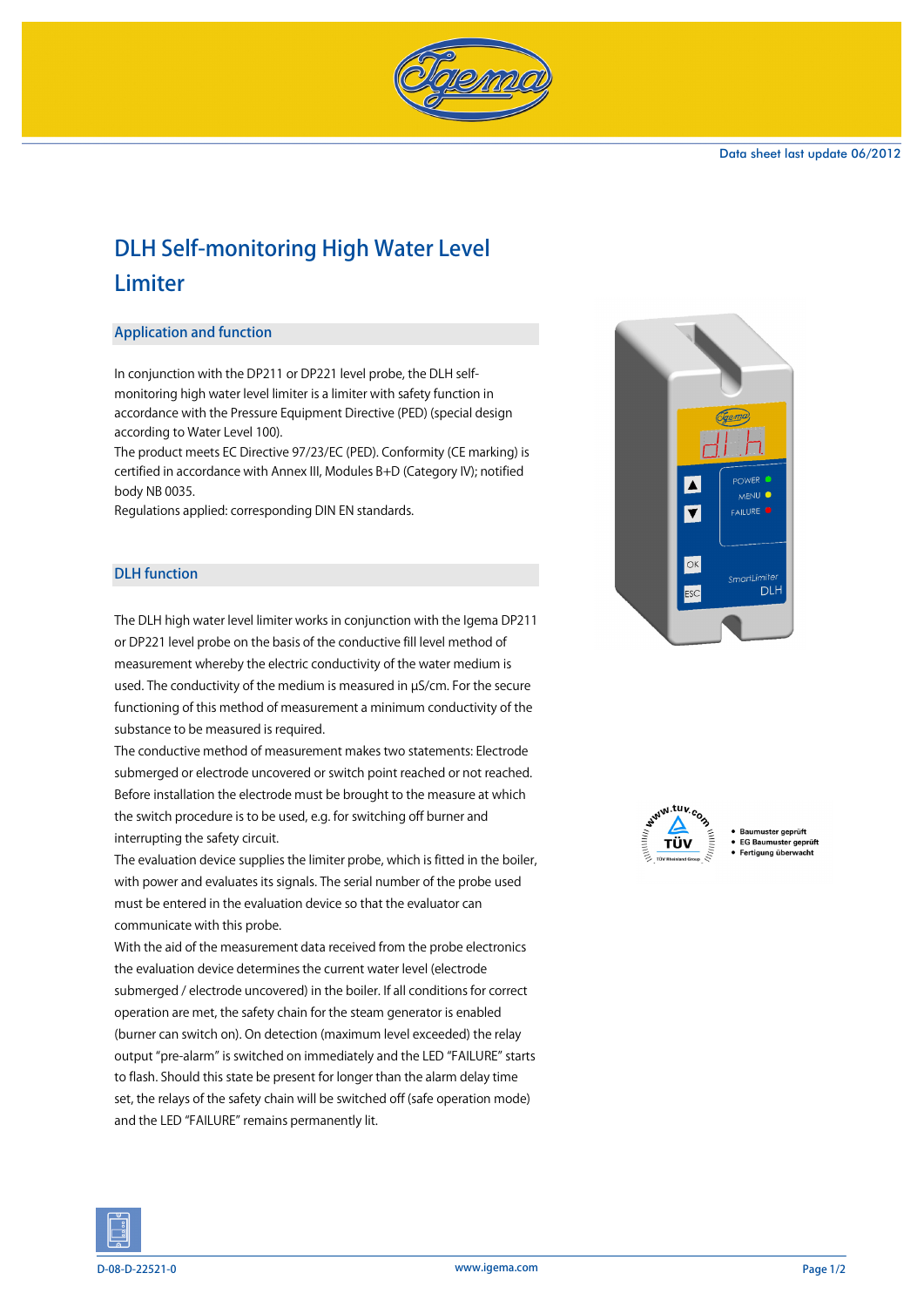Data sheet last update 06/2012

# DLH Self-monitoring High Water Level Limiter

## Application and function

In conjunction with the DP211 or DP221 level probe, the DLH self-monitoring high water level limiter is a limiter with safety function in accordance with the Pressure Equipment Directive (PED) (special design according to Water Level 100).
The product meets EC Directive 97/23/EC (PED). Conformity (CE marking) is certified in accordance with Annex III, Modules B+D (Category IV); notified body NB 0035.
Regulations applied: corresponding DIN EN standards.

## DLH function

The DLH high water level limiter works in conjunction with the Igema DP211 or DP221 level probe on the basis of the conductive fill level method of measurement whereby the electric conductivity of the water medium is used. The conductivity of the medium is measured in µS/cm. For the secure functioning of this method of measurement a minimum conductivity of the substance to be measured is required.
The conductive method of measurement makes two statements: Electrode submerged or electrode uncovered or switch point reached or not reached. Before installation the electrode must be brought to the measure at which the switch procedure is to be used, e.g. for switching off burner and interrupting the safety circuit.
The evaluation device supplies the limiter probe, which is fitted in the boiler, with power and evaluates its signals. The serial number of the probe used must be entered in the evaluation device so that the evaluator can communicate with this probe.
With the aid of the measurement data received from the probe electronics the evaluation device determines the current water level (electrode submerged / electrode uncovered) in the boiler. If all conditions for correct operation are met, the safety chain for the steam generator is enabled (burner can switch on). On detection (maximum level exceeded) the relay output "pre-alarm" is switched on immediately and the LED "FAILURE" starts to flash. Should this state be present for longer than the alarm delay time set, the relays of the safety chain will be switched off (safe operation mode) and the LED "FAILURE" remains permanently lit.

- Baumuster geprüft
- EG Baumuster geprüft
- Fertigung überwacht

D-08-D-22521-0

www.igema.com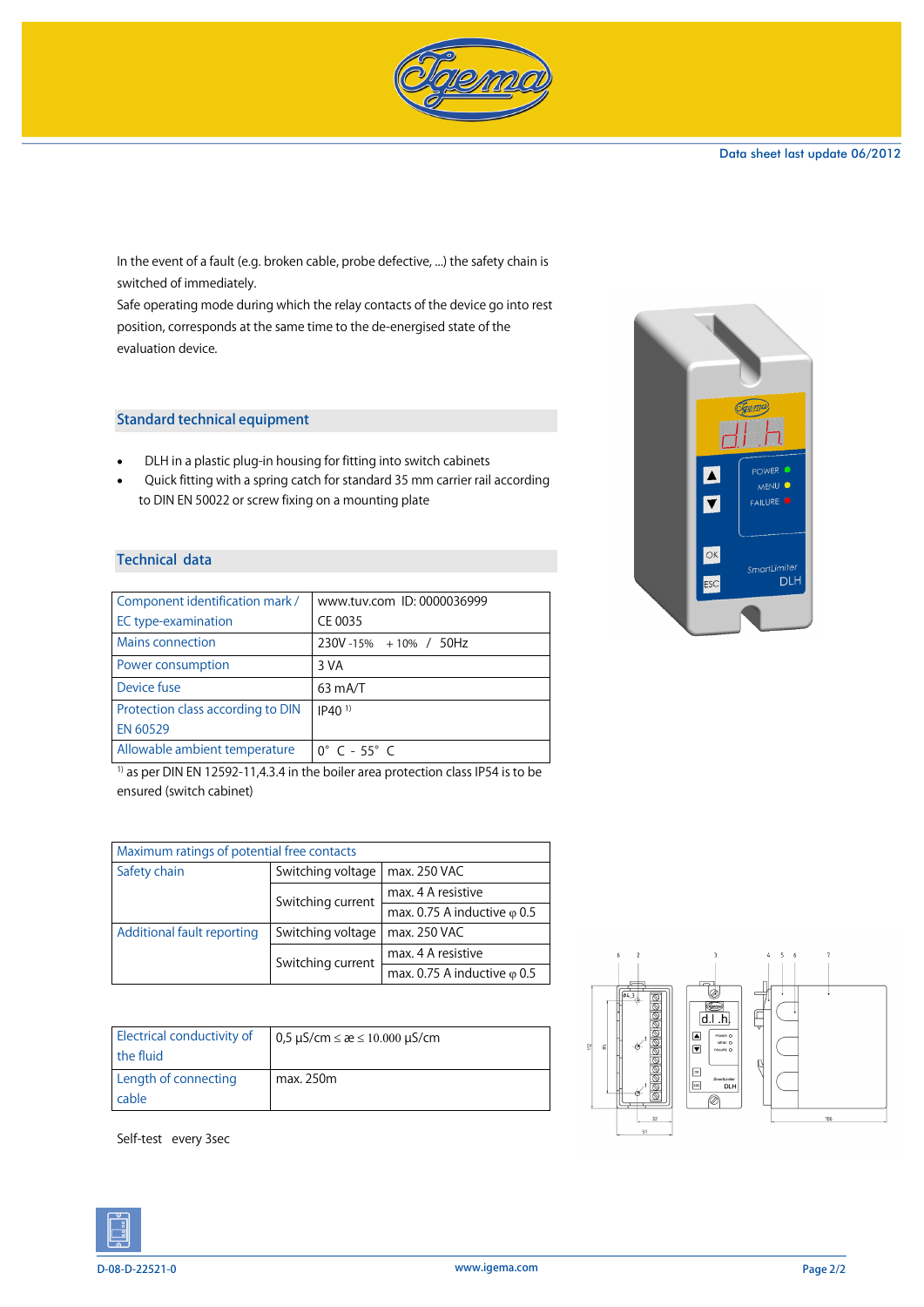In the event of a fault (e.g. broken cable, probe defective, ...) the safety chain is switched of immediately.
Safe operating mode during which the relay contacts of the device go into rest position, corresponds at the same time to the de-energised state of the evaluation device.

## Standard technical equipment

- DLH in a plastic plug-in housing for fitting into switch cabinets
- Quick fitting with a spring catch for standard 35 mm carrier rail according to DIN EN 50022 or screw fixing on a mounting plate

## Technical data

| | |
|---|---|
| Component identification mark / EC type-examination | www.tuv.com ID: 0000036999 CE 0035 |
| Mains connection | 230V -15% + 10% / 50Hz |
| Power consumption | 3 VA |
| Device fuse | 63 mA/T |
| Protection class according to DIN EN 60529 | IP40 [1] |
| Allowable ambient temperature | 0° C - 55° C |

[1] as per DIN EN 12592-11,4.3.4 in the boiler area protection class IP54 is to be ensured (switch cabinet)

| Maximum ratings of potential free contacts | | |
|---|---|---|
| Safety chain | Switching voltage | max. 250 VAC |
| | Switching current | max. 4 A resistive |
| | | max. 0.75 A inductive φ 0.5 |
| Additional fault reporting | Switching voltage | max. 250 VAC |
| | Switching current | max. 4 A resistive |
| | | max. 0.75 A inductive φ 0.5 |

| | |
|---|---|
| Electrical conductivity of the fluid | 0,5 µS/cm ≤ æ ≤ 10.000 µS/cm |
| Length of connecting cable | max. 250m |

Self-test every 3sec

D-08-D-22521-0 www.igema.com